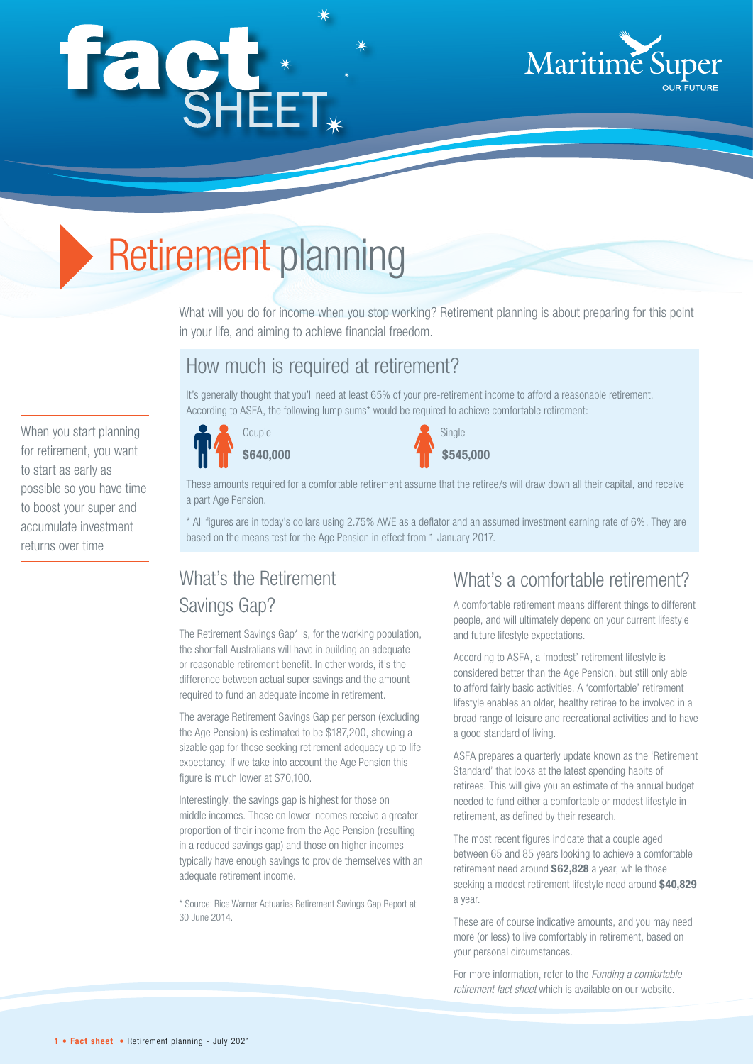# fact SHEET

Maritime Super
OUR FUTURE

# Retirement planning

What will you do for income when you stop working? Retirement planning is about preparing for this point in your life, and aiming to achieve financial freedom.

## How much is required at retirement?

It's generally thought that you'll need at least 65% of your pre-retirement income to afford a reasonable retirement. According to ASFA, the following lump sums* would be required to achieve comfortable retirement:

Couple
**$640,000**

Single
**$545,000**

These amounts required for a comfortable retirement assume that the retiree/s will draw down all their capital, and receive a part Age Pension.

* All figures are in today's dollars using 2.75% AWE as a deflator and an assumed investment earning rate of 6%. They are based on the means test for the Age Pension in effect from 1 January 2017.

When you start planning for retirement, you want to start as early as possible so you have time to boost your super and accumulate investment returns over time

## What's the Retirement Savings Gap?

The Retirement Savings Gap* is, for the working population, the shortfall Australians will have in building an adequate or reasonable retirement benefit. In other words, it's the difference between actual super savings and the amount required to fund an adequate income in retirement.

The average Retirement Savings Gap per person (excluding the Age Pension) is estimated to be $187,200, showing a sizable gap for those seeking retirement adequacy up to life expectancy. If we take into account the Age Pension this figure is much lower at $70,100.

Interestingly, the savings gap is highest for those on middle incomes. Those on lower incomes receive a greater proportion of their income from the Age Pension (resulting in a reduced savings gap) and those on higher incomes typically have enough savings to provide themselves with an adequate retirement income.

* Source: Rice Warner Actuaries Retirement Savings Gap Report at 30 June 2014.

## What's a comfortable retirement?

A comfortable retirement means different things to different people, and will ultimately depend on your current lifestyle and future lifestyle expectations.

According to ASFA, a 'modest' retirement lifestyle is considered better than the Age Pension, but still only able to afford fairly basic activities. A 'comfortable' retirement lifestyle enables an older, healthy retiree to be involved in a broad range of leisure and recreational activities and to have a good standard of living.

ASFA prepares a quarterly update known as the 'Retirement Standard' that looks at the latest spending habits of retirees. This will give you an estimate of the annual budget needed to fund either a comfortable or modest lifestyle in retirement, as defined by their research.

The most recent figures indicate that a couple aged between 65 and 85 years looking to achieve a comfortable retirement need around **$62,828** a year, while those seeking a modest retirement lifestyle need around **$40,829** a year.

These are of course indicative amounts, and you may need more (or less) to live comfortably in retirement, based on your personal circumstances.

For more information, refer to the *Funding a comfortable retirement fact sheet* which is available on our website.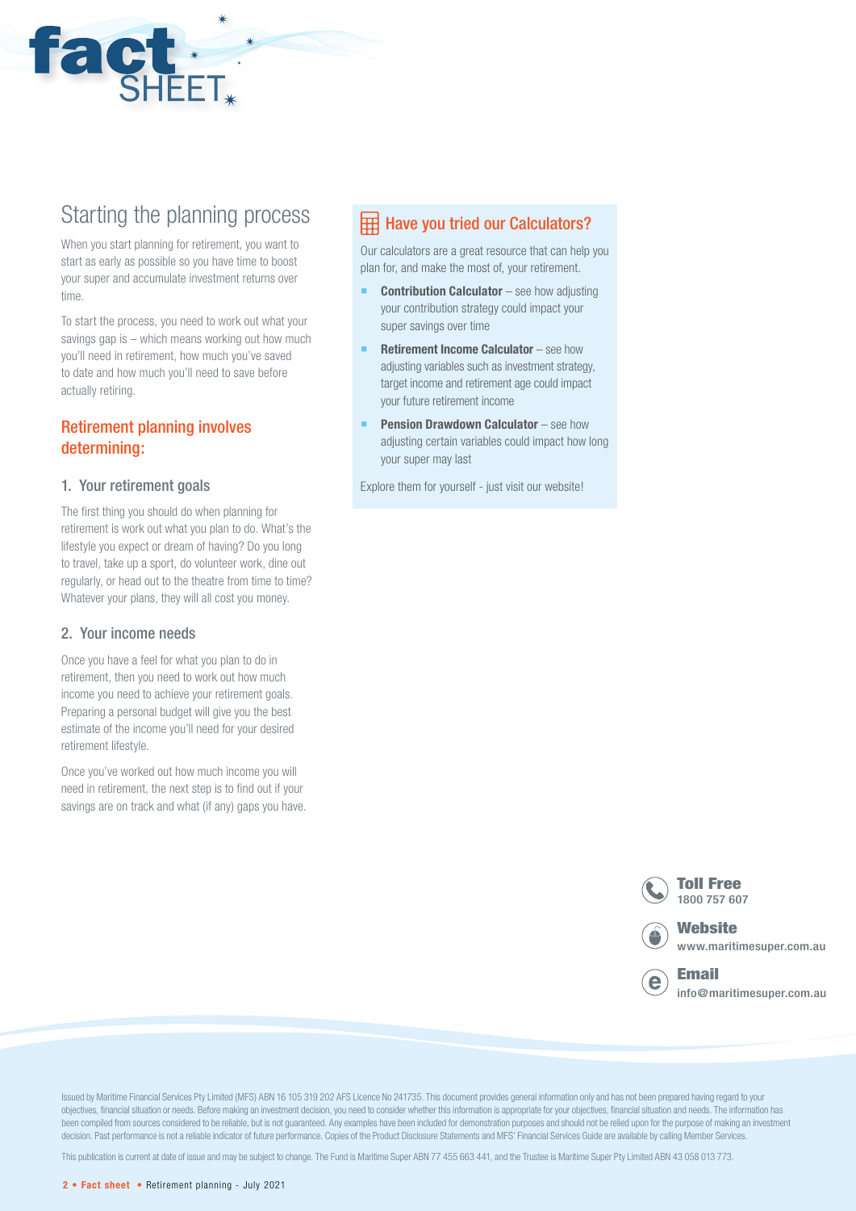## Starting the planning process

When you start planning for retirement, you want to start as early as possible so you have time to boost your super and accumulate investment returns over time.

To start the process, you need to work out what your savings gap is – which means working out how much you'll need in retirement, how much you've saved to date and how much you'll need to save before actually retiring.

### Retirement planning involves determining:

#### 1. Your retirement goals

The first thing you should do when planning for retirement is work out what you plan to do. What's the lifestyle you expect or dream of having? Do you long to travel, take up a sport, do volunteer work, dine out regularly, or head out to the theatre from time to time? Whatever your plans, they will all cost you money.

#### 2. Your income needs

Once you have a feel for what you plan to do in retirement, then you need to work out how much income you need to achieve your retirement goals. Preparing a personal budget will give you the best estimate of the income you'll need for your desired retirement lifestyle.

Once you've worked out how much income you will need in retirement, the next step is to find out if your savings are on track and what (if any) gaps you have.

### Have you tried our Calculators?

Our calculators are a great resource that can help you plan for, and make the most of, your retirement.

- **Contribution Calculator** – see how adjusting your contribution strategy could impact your super savings over time
- **Retirement Income Calculator** – see how adjusting variables such as investment strategy, target income and retirement age could impact your future retirement income
- **Pension Drawdown Calculator** – see how adjusting certain variables could impact how long your super may last

Explore them for yourself - just visit our website!

**Toll Free**
1800 757 607

**Website**
www.maritimesuper.com.au

**Email**
info@maritimesuper.com.au

Issued by Maritime Financial Services Pty Limited (MFS) ABN 16 105 319 202 AFS Licence No 241735. This document provides general information only and has not been prepared having regard to your objectives, financial situation or needs. Before making an investment decision, you need to consider whether this information is appropriate for your objectives, financial situation and needs. The information has been compiled from sources considered to be reliable, but is not guaranteed. Any examples have been included for demonstration purposes and should not be relied upon for the purpose of making an investment decision. Past performance is not a reliable indicator of future performance. Copies of the Product Disclosure Statements and MFS' Financial Services Guide are available by calling Member Services.

This publication is current at date of issue and may be subject to change. The Fund is Maritime Super ABN 77 455 663 441, and the Trustee is Maritime Super Pty Limited ABN 43 058 013 773.